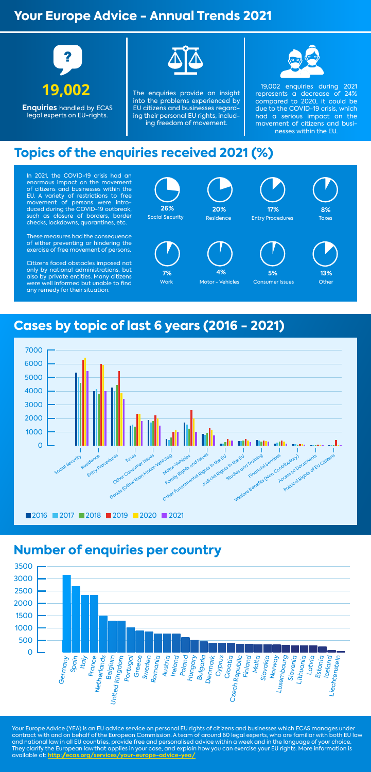# Your Europe Advice - Annual Trends 2021

**19,002**

**Enquiries** handled by ECAS legal experts on EU-rights.

The enquiries provide an insight into the problems experienced by EU citizens and businesses regarding their personal EU rights, including freedom of movement.

19,002 enquiries during 2021 represents a decrease of 24% compared to 2020, it could be due to the COVID-19 crisis, which had a serious impact on the movement of citizens and businesses within the EU.

## Topics of the enquiries received 2021 (%)

In 2021, the COVID-19 crisis had an enormous impact on the movement of citizens and businesses within the EU. A variety of restrictions to free movement of persons were introduced during the COVID-19 outbreak, such as closure of borders, border checks, lockdowns, quarantines, etc.

These measures had the consequence of either preventing or hindering the exercise of free movement of persons.

Citizens faced obstacles imposed not only by national administrations, but also by private entities. Many citizens were well informed but unable to find any remedy for their situation.

| Topic | % |
|---|---|
| Social Security | 26% |
| Residence | 20% |
| Entry Procedures | 17% |
| Taxes | 8% |
| Work | 7% |
| Motor - Vehicles | 4% |
| Consumer Issues | 5% |
| Other | 13% |

## Cases by topic of last 6 years (2016 - 2021)

Topics: Social Security, Residence, Entry Procedures, Taxes, Other Consumer Issues, Goods (Other than Motor-Vehicles), Motor-Vehicles, Family Rights and Issues, Other Fundamental Rights in the EU, Judicial Rights in the EU, Studies and Training, Financial Services, Welfare Benefits (Non Contributory), Access to Documents, Political Rights of EU Citizens

Legend: 2016, 2017, 2018, 2019, 2020, 2021

## Number of enquiries per country

Countries (in descending order): Germany, Spain, Italy, France, Netherlands, Belgium, United Kingdom, Portugal, Greece, Sweden, Romania, Austria, Ireland, Poland, Hungary, Bulgaria, Denmark, Cyprus, Croatia, Czech Republic, Finland, Malta, Slovakia, Norway, Luxembourg, Slovenia, Lithuania, Latvia, Estonia, Iceland, Liechtenstein

Your Europe Advice (YEA) is an EU advice service on personal EU rights of citizens and businesses which ECAS manages under contract with and on behalf of the European Commission. A team of around 60 legal experts, who are familiar with both EU law and national law in all EU countries, provide free and personalised advice within a week and in the language of your choice. They clarify the European law that applies in your case, and explain how you can exercise your EU rights. More information is available at: **http:/ecas.org/services/your-europe-advice-yea/**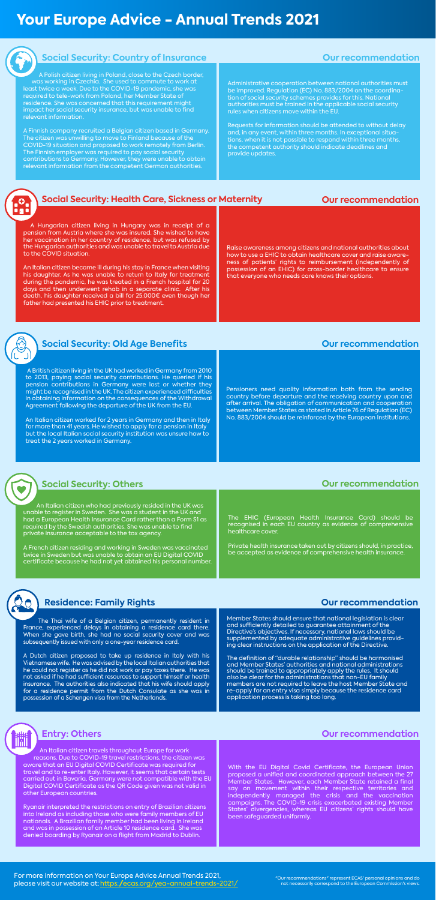# Your Europe Advice - Annual Trends 2021

## Social Security: Country of Insurance

A Polish citizen living in Poland, close to the Czech border, was working in Czechia. She used to commute to work at least twice a week. Due to the COVID-19 pandemic, she was required to tele-work from Poland, her Member State of residence. She was concerned that this requirement might impact her social security insurance, but was unable to find relevant information.

A Finnish company recruited a Belgian citizen based in Germany. The citizen was unwilling to move to Finland because of the COVID-19 situation and proposed to work remotely from Berlin. The Finnish employer was required to pay social security contributions to Germany. However, they were unable to obtain relevant information from the competent German authorities.

### Our recommendation

Administrative cooperation between national authorities must be improved. Regulation (EC) No. 883/2004 on the coordination of social security schemes provides for this. National authorities must be trained in the applicable social security rules when citizens move within the EU.

Requests for information should be attended to without delay and, in any event, within three months. In exceptional situations, when it is not possible to respond within three months, the competent authority should indicate deadlines and provide updates.

## Social Security: Health Care, Sickness or Maternity

A Hungarian citizen living in Hungary was in receipt of a pension from Austria where she was insured. She wished to have her vaccination in her country of residence, but was refused by the Hungarian authorities and was unable to travel to Austria due to the COVID situation.

An Italian citizen became ill during his stay in France when visiting his daughter. As he was unable to return to Italy for treatment during the pandemic, he was treated in a French hospital for 20 days and then underwent rehab in a separate clinic. After his death, his daughter received a bill for 25.000€ even though her father had presented his EHIC prior to treatment.

### Our recommendation

Raise awareness among citizens and national authorities about how to use a EHIC to obtain healthcare cover and raise awareness of patients' rights to reimbursement (independently of possession of an EHIC) for cross-border healthcare to ensure that everyone who needs care knows their options.

## Social Security: Old Age Benefits

A British citizen living in the UK had worked in Germany from 2010 to 2013, paying social security contributions. He queried if his pension contributions in Germany were lost or whether they might be recognised in the UK. The citizen experienced difficulties in obtaining information on the consequences of the Withdrawal Agreement following the departure of the UK from the EU.

An Italian citizen worked for 2 years in Germany and then in Italy for more than 41 years. He wished to apply for a pension in Italy but the local Italian social security institution was unsure how to treat the 2 years worked in Germany.

### Our recommendation

Pensioners need quality information both from the sending country before departure and the receiving country upon and after arrival. The obligation of communication and cooperation between Member States as stated in Article 76 of Regulation (EC) No. 883/2004 should be reinforced by the European Institutions.

## Social Security: Others

An Italian citizen who had previously resided in the UK was unable to register in Sweden. She was a student in the UK and had a European Health Insurance Card rather than a Form S1 as required by the Swedish authorities. She was unable to find private insurance acceptable to the tax agency.

A French citizen residing and working in Sweden was vaccinated twice in Sweden but was unable to obtain an EU Digital COVID certificate because he had not yet obtained his personal number.

### Our recommendation

The EHIC (European Health Insurance Card) should be recognised in each EU country as evidence of comprehensive healthcare cover.

Private health insurance taken out by citizens should, in practice, be accepted as evidence of comprehensive health insurance.

## Residence: Family Rights

The Thai wife of a Belgian citizen, permanently resident in France, experienced delays in obtaining a residence card there. When she gave birth, she had no social security cover and was subsequently issued with only a one-year residence card.

A Dutch citizen proposed to take up residence in Italy with his Vietnamese wife. He was advised by the local Italian authorities that he could not register as he did not work or pay taxes there. He was not asked if he had sufficient resources to support himself or health insurance. The authorities also indicated that his wife should apply for a residence permit from the Dutch Consulate as she was in possession of a Schengen visa from the Netherlands.

### Our recommendation

Member States should ensure that national legislation is clear and sufficiently detailed to guarantee attainment of the Directive's objectives. If necessary, national laws should be supplemented by adequate administrative guidelines providing clear instructions on the application of the Directive.

The definition of "durable relationship" should be harmonised and Member States' authorities and national administrations should be trained to appropriately apply the rules. It should also be clear for the administrations that non-EU family members are not required to leave the host Member State and re-apply for an entry visa simply because the residence card application process is taking too long.

## Entry: Others

An Italian citizen travels throughout Europe for work reasons. Due to COVID-19 travel restrictions, the citizen was aware that an EU Digital COVID Certificate was required for travel and to re-enter Italy. However, it seems that certain tests carried out in Bavaria, Germany were not compatible with the EU Digital COVID Certificate as the QR Code given was not valid in other European countries.

Ryanair interpreted the restrictions on entry of Brazilian citizens into Ireland as including those who were family members of EU nationals. A Brazilian family member had been living in Ireland and was in possession of an Article 10 residence card. She was denied boarding by Ryanair on a flight from Madrid to Dublin.

### Our recommendation

With the EU Digital Covid Certificate, the European Union proposed a unified and coordinated approach between the 27 Member States. However, each Member State retained a final say on movement within their respective territories and independently managed the crisis and the vaccination campaigns. The COVID-19 crisis exacerbated existing Member States' divergencies, whereas EU citizens' rights should have been safeguarded uniformly.

For more information on Your Europe Advice Annual Trends 2021, please visit our website at: https://ecas.org/yea-annual-trends-2021/

"Our recommendations" represent ECAS' personal opinions and do not necessarily correspond to the European Commission's views.